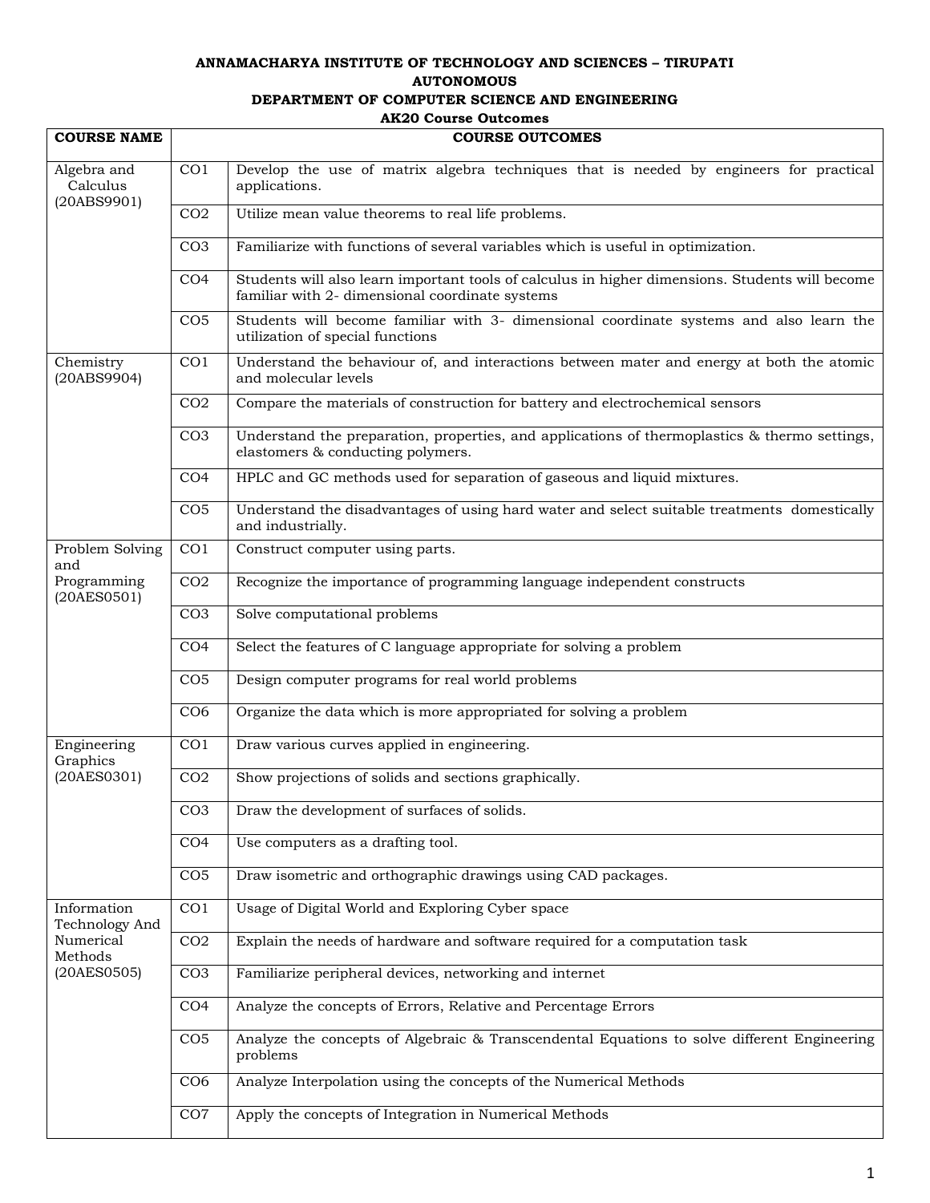**ANNAMACHARYA INSTITUTE OF TECHNOLOGY AND SCIENCES – TIRUPATI**

**AUTONOMOUS**

**DEPARTMENT OF COMPUTER SCIENCE AND ENGINEERING**

**AK20 Course Outcomes**

| COURSE NAME | COURSE OUTCOMES | |
|---|---|---|
| Algebra and Calculus (20ABS9901) | CO1 | Develop the use of matrix algebra techniques that is needed by engineers for practical applications. |
| | CO2 | Utilize mean value theorems to real life problems. |
| | CO3 | Familiarize with functions of several variables which is useful in optimization. |
| | CO4 | Students will also learn important tools of calculus in higher dimensions. Students will become familiar with 2- dimensional coordinate systems |
| | CO5 | Students will become familiar with 3- dimensional coordinate systems and also learn the utilization of special functions |
| Chemistry (20ABS9904) | CO1 | Understand the behaviour of, and interactions between mater and energy at both the atomic and molecular levels |
| | CO2 | Compare the materials of construction for battery and electrochemical sensors |
| | CO3 | Understand the preparation, properties, and applications of thermoplastics & thermo settings, elastomers & conducting polymers. |
| | CO4 | HPLC and GC methods used for separation of gaseous and liquid mixtures. |
| | CO5 | Understand the disadvantages of using hard water and select suitable treatments domestically and industrially. |
| Problem Solving and Programming (20AES0501) | CO1 | Construct computer using parts. |
| | CO2 | Recognize the importance of programming language independent constructs |
| | CO3 | Solve computational problems |
| | CO4 | Select the features of C language appropriate for solving a problem |
| | CO5 | Design computer programs for real world problems |
| | CO6 | Organize the data which is more appropriated for solving a problem |
| Engineering Graphics (20AES0301) | CO1 | Draw various curves applied in engineering. |
| | CO2 | Show projections of solids and sections graphically. |
| | CO3 | Draw the development of surfaces of solids. |
| | CO4 | Use computers as a drafting tool. |
| | CO5 | Draw isometric and orthographic drawings using CAD packages. |
| Information Technology And Numerical Methods (20AES0505) | CO1 | Usage of Digital World and Exploring Cyber space |
| | CO2 | Explain the needs of hardware and software required for a computation task |
| | CO3 | Familiarize peripheral devices, networking and internet |
| | CO4 | Analyze the concepts of Errors, Relative and Percentage Errors |
| | CO5 | Analyze the concepts of Algebraic & Transcendental Equations to solve different Engineering problems |
| | CO6 | Analyze Interpolation using the concepts of the Numerical Methods |
| | CO7 | Apply the concepts of Integration in Numerical Methods |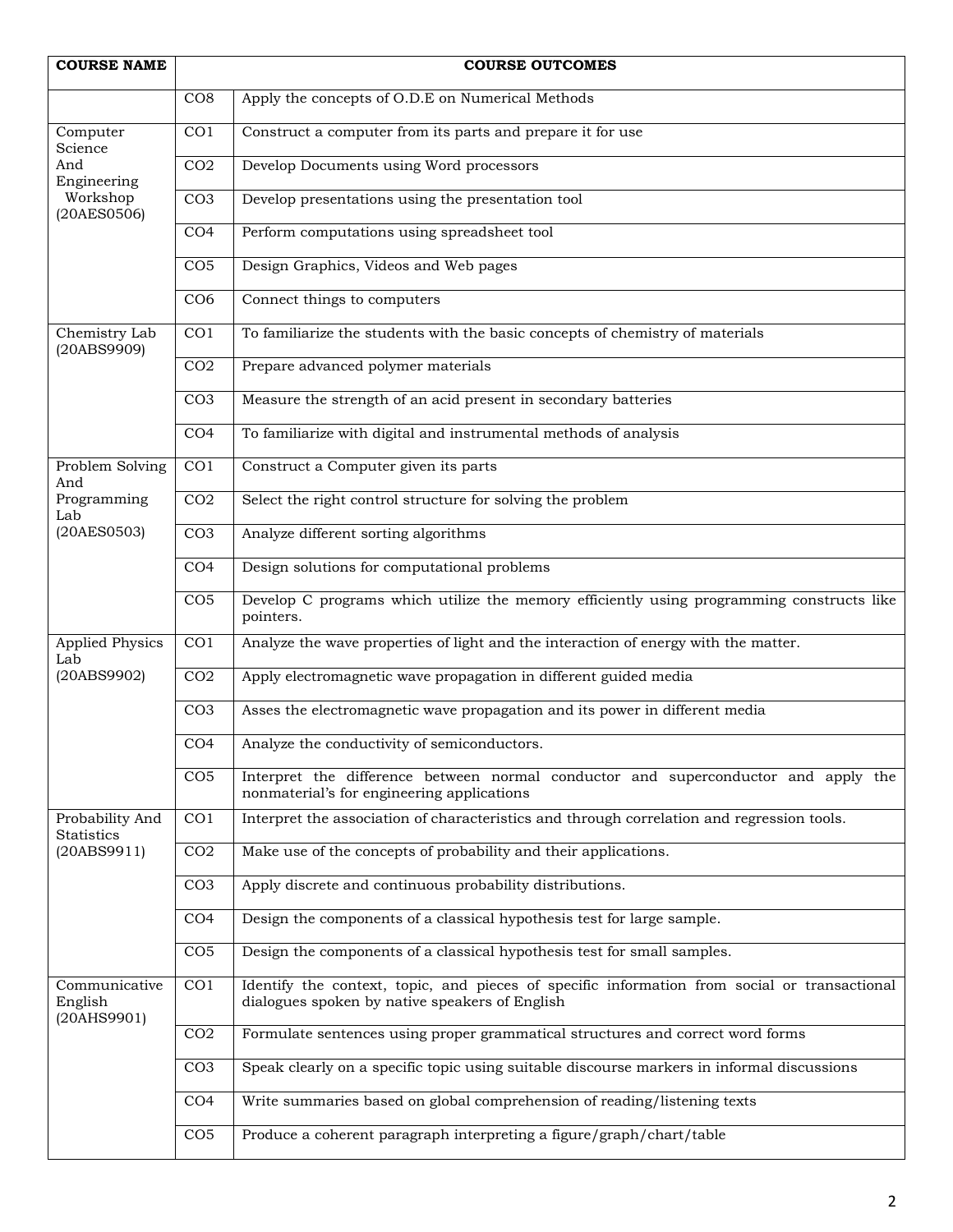| COURSE NAME | COURSE OUTCOMES | |
|---|---|---|
| | CO8 | Apply the concepts of O.D.E on Numerical Methods |
| Computer Science And Engineering Workshop (20AES0506) | CO1 | Construct a computer from its parts and prepare it for use |
| | CO2 | Develop Documents using Word processors |
| | CO3 | Develop presentations using the presentation tool |
| | CO4 | Perform computations using spreadsheet tool |
| | CO5 | Design Graphics, Videos and Web pages |
| | CO6 | Connect things to computers |
| Chemistry Lab (20ABS9909) | CO1 | To familiarize the students with the basic concepts of chemistry of materials |
| | CO2 | Prepare advanced polymer materials |
| | CO3 | Measure the strength of an acid present in secondary batteries |
| | CO4 | To familiarize with digital and instrumental methods of analysis |
| Problem Solving And Programming Lab (20AES0503) | CO1 | Construct a Computer given its parts |
| | CO2 | Select the right control structure for solving the problem |
| | CO3 | Analyze different sorting algorithms |
| | CO4 | Design solutions for computational problems |
| | CO5 | Develop C programs which utilize the memory efficiently using programming constructs like pointers. |
| Applied Physics Lab (20ABS9902) | CO1 | Analyze the wave properties of light and the interaction of energy with the matter. |
| | CO2 | Apply electromagnetic wave propagation in different guided media |
| | CO3 | Asses the electromagnetic wave propagation and its power in different media |
| | CO4 | Analyze the conductivity of semiconductors. |
| | CO5 | Interpret the difference between normal conductor and superconductor and apply the nonmaterial's for engineering applications |
| Probability And Statistics (20ABS9911) | CO1 | Interpret the association of characteristics and through correlation and regression tools. |
| | CO2 | Make use of the concepts of probability and their applications. |
| | CO3 | Apply discrete and continuous probability distributions. |
| | CO4 | Design the components of a classical hypothesis test for large sample. |
| | CO5 | Design the components of a classical hypothesis test for small samples. |
| Communicative English (20AHS9901) | CO1 | Identify the context, topic, and pieces of specific information from social or transactional dialogues spoken by native speakers of English |
| | CO2 | Formulate sentences using proper grammatical structures and correct word forms |
| | CO3 | Speak clearly on a specific topic using suitable discourse markers in informal discussions |
| | CO4 | Write summaries based on global comprehension of reading/listening texts |
| | CO5 | Produce a coherent paragraph interpreting a figure/graph/chart/table |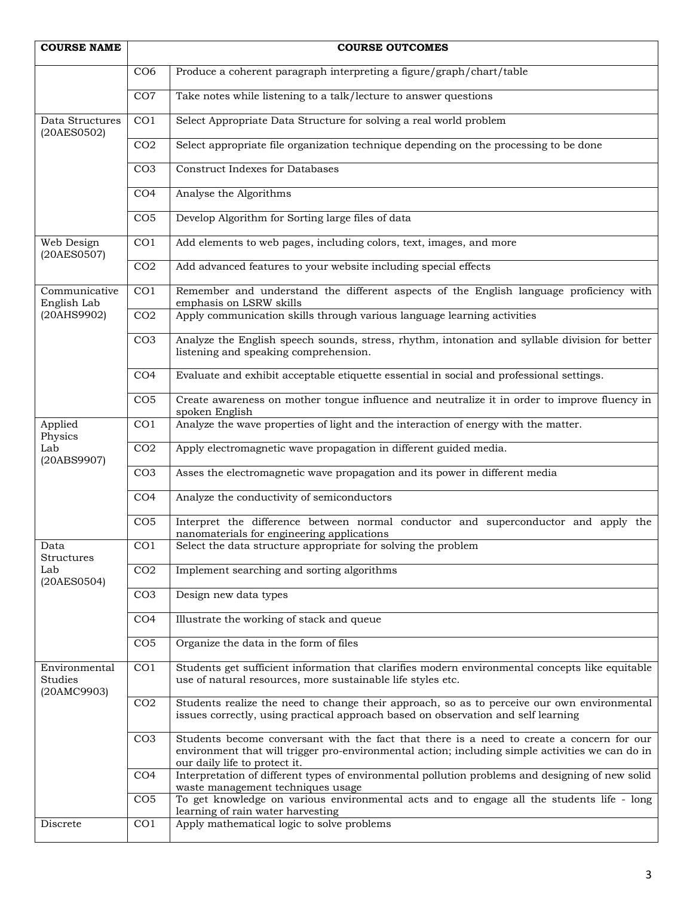| COURSE NAME | COURSE OUTCOMES | |
|---|---|---|
| | CO6 | Produce a coherent paragraph interpreting a figure/graph/chart/table |
| | CO7 | Take notes while listening to a talk/lecture to answer questions |
| Data Structures (20AES0502) | CO1 | Select Appropriate Data Structure for solving a real world problem |
| | CO2 | Select appropriate file organization technique depending on the processing to be done |
| | CO3 | Construct Indexes for Databases |
| | CO4 | Analyse the Algorithms |
| | CO5 | Develop Algorithm for Sorting large files of data |
| Web Design (20AES0507) | CO1 | Add elements to web pages, including colors, text, images, and more |
| | CO2 | Add advanced features to your website including special effects |
| Communicative English Lab (20AHS9902) | CO1 | Remember and understand the different aspects of the English language proficiency with emphasis on LSRW skills |
| | CO2 | Apply communication skills through various language learning activities |
| | CO3 | Analyze the English speech sounds, stress, rhythm, intonation and syllable division for better listening and speaking comprehension. |
| | CO4 | Evaluate and exhibit acceptable etiquette essential in social and professional settings. |
| | CO5 | Create awareness on mother tongue influence and neutralize it in order to improve fluency in spoken English |
| Applied Physics Lab (20ABS9907) | CO1 | Analyze the wave properties of light and the interaction of energy with the matter. |
| | CO2 | Apply electromagnetic wave propagation in different guided media. |
| | CO3 | Asses the electromagnetic wave propagation and its power in different media |
| | CO4 | Analyze the conductivity of semiconductors |
| | CO5 | Interpret the difference between normal conductor and superconductor and apply the nanomaterials for engineering applications |
| Data Structures Lab (20AES0504) | CO1 | Select the data structure appropriate for solving the problem |
| | CO2 | Implement searching and sorting algorithms |
| | CO3 | Design new data types |
| | CO4 | Illustrate the working of stack and queue |
| | CO5 | Organize the data in the form of files |
| Environmental Studies (20AMC9903) | CO1 | Students get sufficient information that clarifies modern environmental concepts like equitable use of natural resources, more sustainable life styles etc. |
| | CO2 | Students realize the need to change their approach, so as to perceive our own environmental issues correctly, using practical approach based on observation and self learning |
| | CO3 | Students become conversant with the fact that there is a need to create a concern for our environment that will trigger pro-environmental action; including simple activities we can do in our daily life to protect it. |
| | CO4 | Interpretation of different types of environmental pollution problems and designing of new solid waste management techniques usage |
| | CO5 | To get knowledge on various environmental acts and to engage all the students life - long learning of rain water harvesting |
| Discrete | CO1 | Apply mathematical logic to solve problems |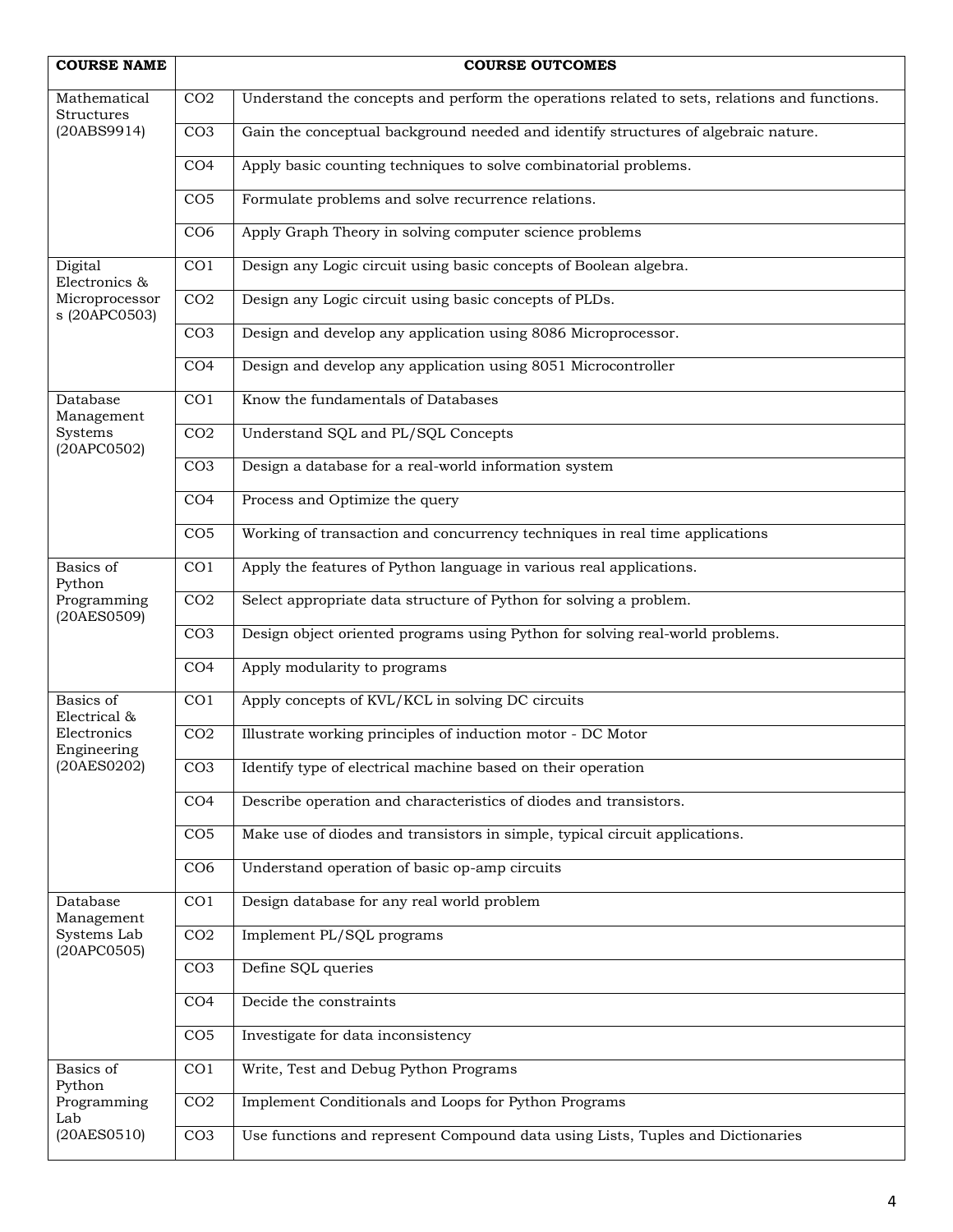| COURSE NAME | COURSE OUTCOMES | |
|---|---|---|
| Mathematical Structures (20ABS9914) | CO2 | Understand the concepts and perform the operations related to sets, relations and functions. |
| | CO3 | Gain the conceptual background needed and identify structures of algebraic nature. |
| | CO4 | Apply basic counting techniques to solve combinatorial problems. |
| | CO5 | Formulate problems and solve recurrence relations. |
| | CO6 | Apply Graph Theory in solving computer science problems |
| Digital Electronics & Microprocessors (20APC0503) | CO1 | Design any Logic circuit using basic concepts of Boolean algebra. |
| | CO2 | Design any Logic circuit using basic concepts of PLDs. |
| | CO3 | Design and develop any application using 8086 Microprocessor. |
| | CO4 | Design and develop any application using 8051 Microcontroller |
| Database Management Systems (20APC0502) | CO1 | Know the fundamentals of Databases |
| | CO2 | Understand SQL and PL/SQL Concepts |
| | CO3 | Design a database for a real-world information system |
| | CO4 | Process and Optimize the query |
| | CO5 | Working of transaction and concurrency techniques in real time applications |
| Basics of Python Programming (20AES0509) | CO1 | Apply the features of Python language in various real applications. |
| | CO2 | Select appropriate data structure of Python for solving a problem. |
| | CO3 | Design object oriented programs using Python for solving real-world problems. |
| | CO4 | Apply modularity to programs |
| Basics of Electrical & Electronics Engineering (20AES0202) | CO1 | Apply concepts of KVL/KCL in solving DC circuits |
| | CO2 | Illustrate working principles of induction motor - DC Motor |
| | CO3 | Identify type of electrical machine based on their operation |
| | CO4 | Describe operation and characteristics of diodes and transistors. |
| | CO5 | Make use of diodes and transistors in simple, typical circuit applications. |
| | CO6 | Understand operation of basic op-amp circuits |
| Database Management Systems Lab (20APC0505) | CO1 | Design database for any real world problem |
| | CO2 | Implement PL/SQL programs |
| | CO3 | Define SQL queries |
| | CO4 | Decide the constraints |
| | CO5 | Investigate for data inconsistency |
| Basics of Python Programming Lab (20AES0510) | CO1 | Write, Test and Debug Python Programs |
| | CO2 | Implement Conditionals and Loops for Python Programs |
| | CO3 | Use functions and represent Compound data using Lists, Tuples and Dictionaries |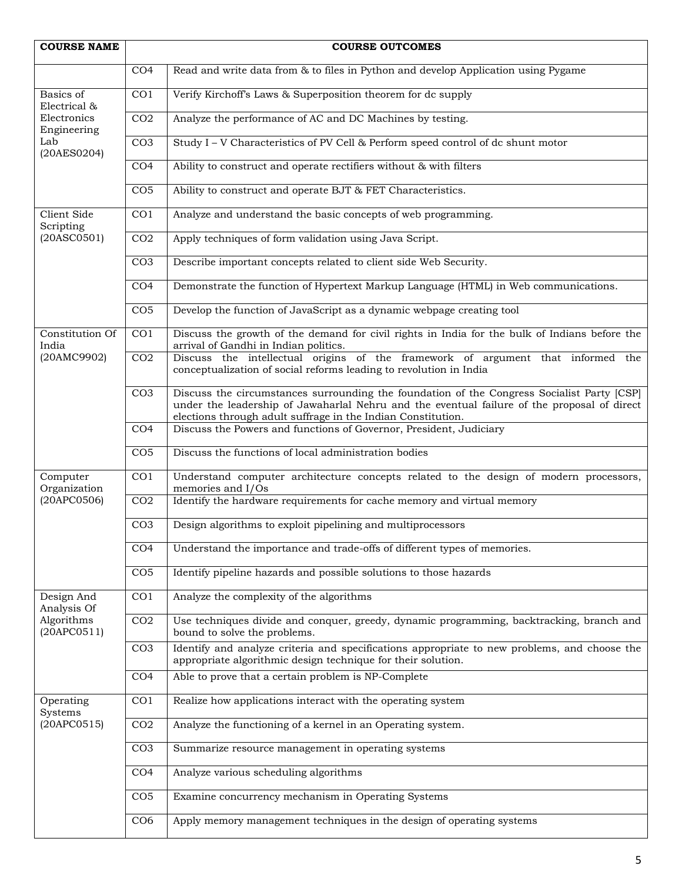| COURSE NAME | COURSE OUTCOMES | |
|---|---|---|
| | CO4 | Read and write data from & to files in Python and develop Application using Pygame |
| Basics of Electrical & Electronics Engineering Lab (20AES0204) | CO1 | Verify Kirchoff's Laws & Superposition theorem for dc supply |
| | CO2 | Analyze the performance of AC and DC Machines by testing. |
| | CO3 | Study I – V Characteristics of PV Cell & Perform speed control of dc shunt motor |
| | CO4 | Ability to construct and operate rectifiers without & with filters |
| | CO5 | Ability to construct and operate BJT & FET Characteristics. |
| Client Side Scripting (20ASC0501) | CO1 | Analyze and understand the basic concepts of web programming. |
| | CO2 | Apply techniques of form validation using Java Script. |
| | CO3 | Describe important concepts related to client side Web Security. |
| | CO4 | Demonstrate the function of Hypertext Markup Language (HTML) in Web communications. |
| | CO5 | Develop the function of JavaScript as a dynamic webpage creating tool |
| Constitution Of India (20AMC9902) | CO1 | Discuss the growth of the demand for civil rights in India for the bulk of Indians before the arrival of Gandhi in Indian politics. |
| | CO2 | Discuss the intellectual origins of the framework of argument that informed the conceptualization of social reforms leading to revolution in India |
| | CO3 | Discuss the circumstances surrounding the foundation of the Congress Socialist Party [CSP] under the leadership of Jawaharlal Nehru and the eventual failure of the proposal of direct elections through adult suffrage in the Indian Constitution. |
| | CO4 | Discuss the Powers and functions of Governor, President, Judiciary |
| | CO5 | Discuss the functions of local administration bodies |
| Computer Organization (20APC0506) | CO1 | Understand computer architecture concepts related to the design of modern processors, memories and I/Os |
| | CO2 | Identify the hardware requirements for cache memory and virtual memory |
| | CO3 | Design algorithms to exploit pipelining and multiprocessors |
| | CO4 | Understand the importance and trade-offs of different types of memories. |
| | CO5 | Identify pipeline hazards and possible solutions to those hazards |
| Design And Analysis Of Algorithms (20APC0511) | CO1 | Analyze the complexity of the algorithms |
| | CO2 | Use techniques divide and conquer, greedy, dynamic programming, backtracking, branch and bound to solve the problems. |
| | CO3 | Identify and analyze criteria and specifications appropriate to new problems, and choose the appropriate algorithmic design technique for their solution. |
| | CO4 | Able to prove that a certain problem is NP-Complete |
| Operating Systems (20APC0515) | CO1 | Realize how applications interact with the operating system |
| | CO2 | Analyze the functioning of a kernel in an Operating system. |
| | CO3 | Summarize resource management in operating systems |
| | CO4 | Analyze various scheduling algorithms |
| | CO5 | Examine concurrency mechanism in Operating Systems |
| | CO6 | Apply memory management techniques in the design of operating systems |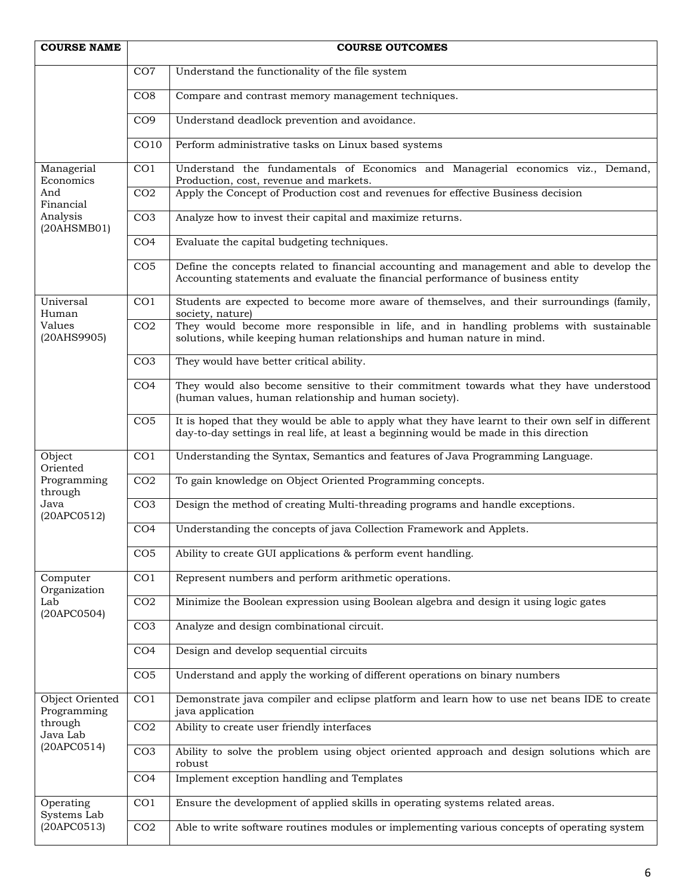| COURSE NAME | COURSE OUTCOMES | |
|---|---|---|
| | CO7 | Understand the functionality of the file system |
| | CO8 | Compare and contrast memory management techniques. |
| | CO9 | Understand deadlock prevention and avoidance. |
| | CO10 | Perform administrative tasks on Linux based systems |
| Managerial Economics And Financial Analysis (20AHSMB01) | CO1 | Understand the fundamentals of Economics and Managerial economics viz., Demand, Production, cost, revenue and markets. |
| | CO2 | Apply the Concept of Production cost and revenues for effective Business decision |
| | CO3 | Analyze how to invest their capital and maximize returns. |
| | CO4 | Evaluate the capital budgeting techniques. |
| | CO5 | Define the concepts related to financial accounting and management and able to develop the Accounting statements and evaluate the financial performance of business entity |
| Universal Human Values (20AHS9905) | CO1 | Students are expected to become more aware of themselves, and their surroundings (family, society, nature) |
| | CO2 | They would become more responsible in life, and in handling problems with sustainable solutions, while keeping human relationships and human nature in mind. |
| | CO3 | They would have better critical ability. |
| | CO4 | They would also become sensitive to their commitment towards what they have understood (human values, human relationship and human society). |
| | CO5 | It is hoped that they would be able to apply what they have learnt to their own self in different day-to-day settings in real life, at least a beginning would be made in this direction |
| Object Oriented Programming through Java (20APC0512) | CO1 | Understanding the Syntax, Semantics and features of Java Programming Language. |
| | CO2 | To gain knowledge on Object Oriented Programming concepts. |
| | CO3 | Design the method of creating Multi-threading programs and handle exceptions. |
| | CO4 | Understanding the concepts of java Collection Framework and Applets. |
| | CO5 | Ability to create GUI applications & perform event handling. |
| Computer Organization Lab (20APC0504) | CO1 | Represent numbers and perform arithmetic operations. |
| | CO2 | Minimize the Boolean expression using Boolean algebra and design it using logic gates |
| | CO3 | Analyze and design combinational circuit. |
| | CO4 | Design and develop sequential circuits |
| | CO5 | Understand and apply the working of different operations on binary numbers |
| Object Oriented Programming through Java Lab (20APC0514) | CO1 | Demonstrate java compiler and eclipse platform and learn how to use net beans IDE to create java application |
| | CO2 | Ability to create user friendly interfaces |
| | CO3 | Ability to solve the problem using object oriented approach and design solutions which are robust |
| | CO4 | Implement exception handling and Templates |
| Operating Systems Lab (20APC0513) | CO1 | Ensure the development of applied skills in operating systems related areas. |
| | CO2 | Able to write software routines modules or implementing various concepts of operating system |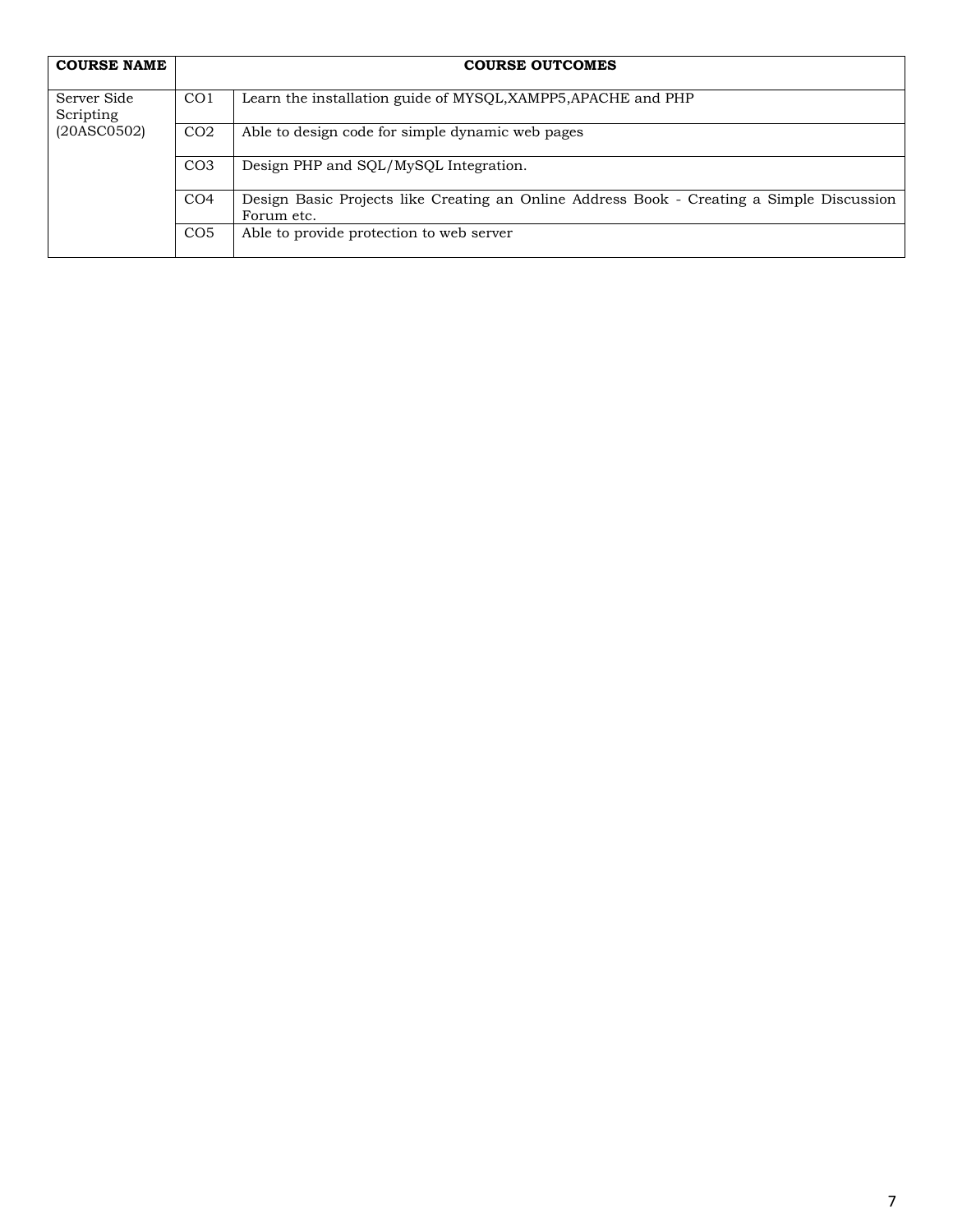| COURSE NAME | COURSE OUTCOMES | |
|---|---|---|
| Server Side Scripting (20ASC0502) | CO1 | Learn the installation guide of MYSQL,XAMPP5,APACHE and PHP |
| | CO2 | Able to design code for simple dynamic web pages |
| | CO3 | Design PHP and SQL/MySQL Integration. |
| | CO4 | Design Basic Projects like Creating an Online Address Book - Creating a Simple Discussion Forum etc. |
| | CO5 | Able to provide protection to web server |